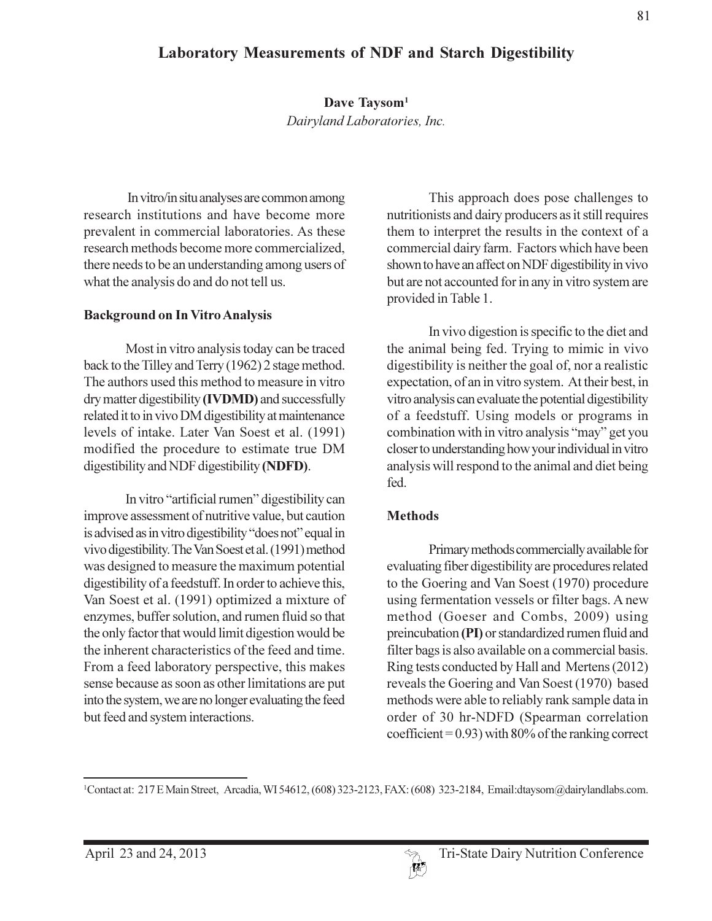# Laboratory Measurements of NDF and Starch Digestibility

**Dave Taysom**[1]
*Dairyland Laboratories, Inc.*

In vitro/in situ analyses are common among research institutions and have become more prevalent in commercial laboratories. As these research methods become more commercialized, there needs to be an understanding among users of what the analysis do and do not tell us.

### Background on In Vitro Analysis

Most in vitro analysis today can be traced back to the Tilley and Terry (1962) 2 stage method. The authors used this method to measure in vitro dry matter digestibility **(IVDMD)** and successfully related it to in vivo DM digestibility at maintenance levels of intake. Later Van Soest et al. (1991) modified the procedure to estimate true DM digestibility and NDF digestibility **(NDFD)**.

In vitro "artificial rumen" digestibility can improve assessment of nutritive value, but caution is advised as in vitro digestibility "does not" equal in vivo digestibility. The Van Soest et al. (1991) method was designed to measure the maximum potential digestibility of a feedstuff. In order to achieve this, Van Soest et al. (1991) optimized a mixture of enzymes, buffer solution, and rumen fluid so that the only factor that would limit digestion would be the inherent characteristics of the feed and time. From a feed laboratory perspective, this makes sense because as soon as other limitations are put into the system, we are no longer evaluating the feed but feed and system interactions.

This approach does pose challenges to nutritionists and dairy producers as it still requires them to interpret the results in the context of a commercial dairy farm. Factors which have been shown to have an affect on NDF digestibility in vivo but are not accounted for in any in vitro system are provided in Table 1.

In vivo digestion is specific to the diet and the animal being fed. Trying to mimic in vivo digestibility is neither the goal of, nor a realistic expectation, of an in vitro system. At their best, in vitro analysis can evaluate the potential digestibility of a feedstuff. Using models or programs in combination with in vitro analysis "may" get you closer to understanding how your individual in vitro analysis will respond to the animal and diet being fed.

### Methods

Primary methods commercially available for evaluating fiber digestibility are procedures related to the Goering and Van Soest (1970) procedure using fermentation vessels or filter bags. A new method (Goeser and Combs, 2009) using preincubation **(PI)** or standardized rumen fluid and filter bags is also available on a commercial basis. Ring tests conducted by Hall and Mertens (2012) reveals the Goering and Van Soest (1970) based methods were able to reliably rank sample data in order of 30 hr-NDFD (Spearman correlation coefficient = 0.93) with 80% of the ranking correct

[1]Contact at: 217 E Main Street, Arcadia, WI 54612, (608) 323-2123, FAX: (608) 323-2184, Email:dtaysom@dairylandlabs.com.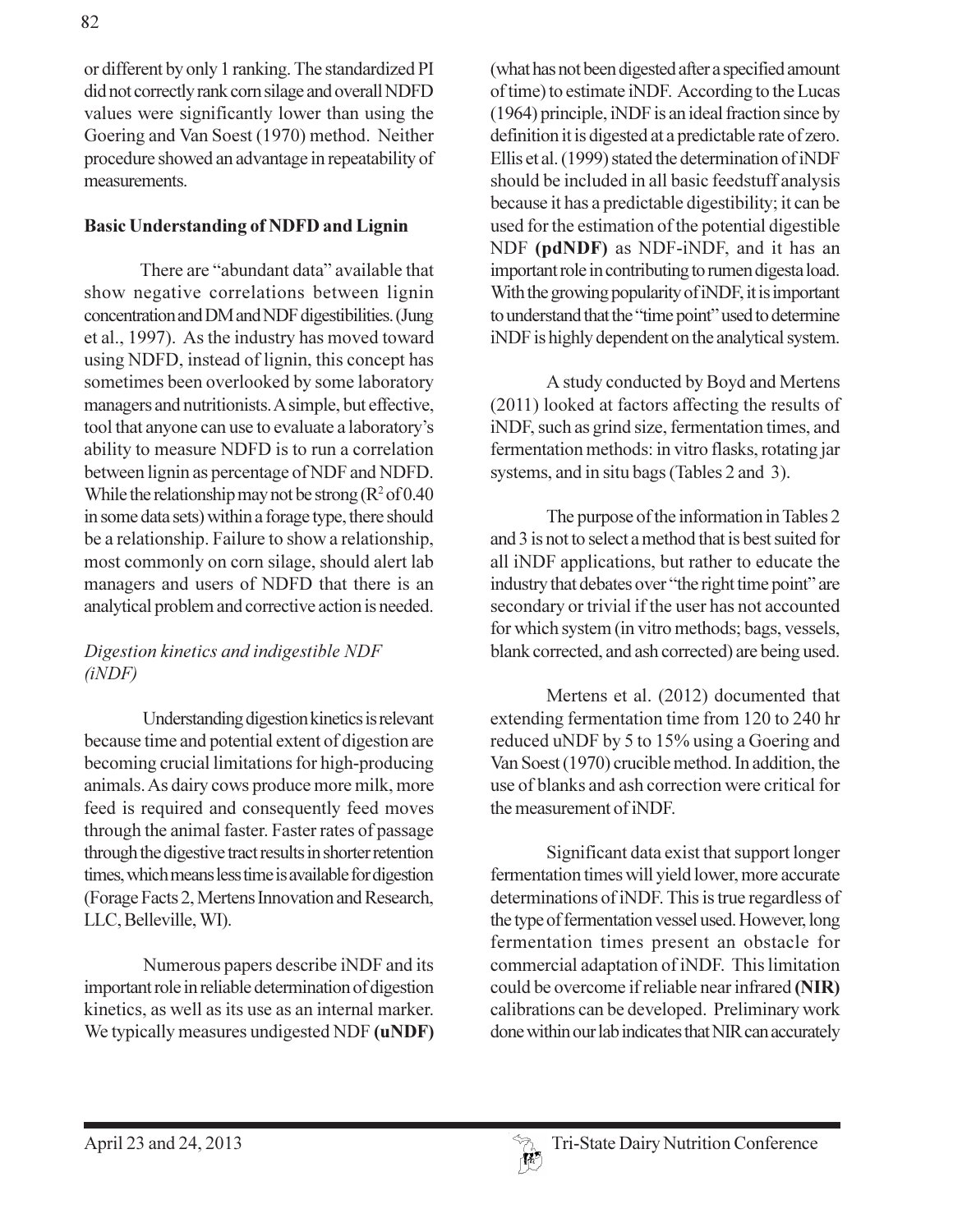or different by only 1 ranking. The standardized PI did not correctly rank corn silage and overall NDFD values were significantly lower than using the Goering and Van Soest (1970) method. Neither procedure showed an advantage in repeatability of measurements.

**Basic Understanding of NDFD and Lignin**

There are "abundant data" available that show negative correlations between lignin concentration and DM and NDF digestibilities. (Jung et al., 1997). As the industry has moved toward using NDFD, instead of lignin, this concept has sometimes been overlooked by some laboratory managers and nutritionists. A simple, but effective, tool that anyone can use to evaluate a laboratory's ability to measure NDFD is to run a correlation between lignin as percentage of NDF and NDFD. While the relationship may not be strong ($R^2$ of 0.40 in some data sets) within a forage type, there should be a relationship. Failure to show a relationship, most commonly on corn silage, should alert lab managers and users of NDFD that there is an analytical problem and corrective action is needed.

*Digestion kinetics and indigestible NDF (iNDF)*

Understanding digestion kinetics is relevant because time and potential extent of digestion are becoming crucial limitations for high-producing animals. As dairy cows produce more milk, more feed is required and consequently feed moves through the animal faster. Faster rates of passage through the digestive tract results in shorter retention times, which means less time is available for digestion (Forage Facts 2, Mertens Innovation and Research, LLC, Belleville, WI).

Numerous papers describe iNDF and its important role in reliable determination of digestion kinetics, as well as its use as an internal marker. We typically measures undigested NDF **(uNDF)** (what has not been digested after a specified amount of time) to estimate iNDF. According to the Lucas (1964) principle, iNDF is an ideal fraction since by definition it is digested at a predictable rate of zero. Ellis et al. (1999) stated the determination of iNDF should be included in all basic feedstuff analysis because it has a predictable digestibility; it can be used for the estimation of the potential digestible NDF **(pdNDF)** as NDF-iNDF, and it has an important role in contributing to rumen digesta load. With the growing popularity of iNDF, it is important to understand that the "time point" used to determine iNDF is highly dependent on the analytical system.

A study conducted by Boyd and Mertens (2011) looked at factors affecting the results of iNDF, such as grind size, fermentation times, and fermentation methods: in vitro flasks, rotating jar systems, and in situ bags (Tables 2 and 3).

The purpose of the information in Tables 2 and 3 is not to select a method that is best suited for all iNDF applications, but rather to educate the industry that debates over "the right time point" are secondary or trivial if the user has not accounted for which system (in vitro methods; bags, vessels, blank corrected, and ash corrected) are being used.

Mertens et al. (2012) documented that extending fermentation time from 120 to 240 hr reduced uNDF by 5 to 15% using a Goering and Van Soest (1970) crucible method. In addition, the use of blanks and ash correction were critical for the measurement of iNDF.

Significant data exist that support longer fermentation times will yield lower, more accurate determinations of iNDF. This is true regardless of the type of fermentation vessel used. However, long fermentation times present an obstacle for commercial adaptation of iNDF. This limitation could be overcome if reliable near infrared **(NIR)** calibrations can be developed. Preliminary work done within our lab indicates that NIR can accurately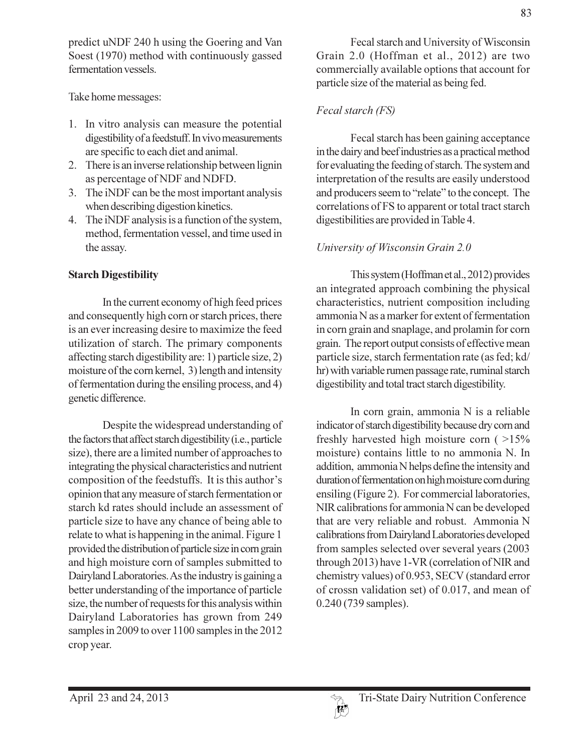predict uNDF 240 h using the Goering and Van Soest (1970) method with continuously gassed fermentation vessels.

Take home messages:

1. In vitro analysis can measure the potential digestibility of a feedstuff. In vivo measurements are specific to each diet and animal.
2. There is an inverse relationship between lignin as percentage of NDF and NDFD.
3. The iNDF can be the most important analysis when describing digestion kinetics.
4. The iNDF analysis is a function of the system, method, fermentation vessel, and time used in the assay.

**Starch Digestibility**

In the current economy of high feed prices and consequently high corn or starch prices, there is an ever increasing desire to maximize the feed utilization of starch. The primary components affecting starch digestibility are: 1) particle size, 2) moisture of the corn kernel, 3) length and intensity of fermentation during the ensiling process, and 4) genetic difference.

Despite the widespread understanding of the factors that affect starch digestibility (i.e., particle size), there are a limited number of approaches to integrating the physical characteristics and nutrient composition of the feedstuffs. It is this author's opinion that any measure of starch fermentation or starch kd rates should include an assessment of particle size to have any chance of being able to relate to what is happening in the animal. Figure 1 provided the distribution of particle size in corn grain and high moisture corn of samples submitted to Dairyland Laboratories. As the industry is gaining a better understanding of the importance of particle size, the number of requests for this analysis within Dairyland Laboratories has grown from 249 samples in 2009 to over 1100 samples in the 2012 crop year.

Fecal starch and University of Wisconsin Grain 2.0 (Hoffman et al., 2012) are two commercially available options that account for particle size of the material as being fed.

*Fecal starch (FS)*

Fecal starch has been gaining acceptance in the dairy and beef industries as a practical method for evaluating the feeding of starch. The system and interpretation of the results are easily understood and producers seem to "relate" to the concept. The correlations of FS to apparent or total tract starch digestibilities are provided in Table 4.

*University of Wisconsin Grain 2.0*

This system (Hoffman et al., 2012) provides an integrated approach combining the physical characteristics, nutrient composition including ammonia N as a marker for extent of fermentation in corn grain and snaplage, and prolamin for corn grain. The report output consists of effective mean particle size, starch fermentation rate (as fed; kd/hr) with variable rumen passage rate, ruminal starch digestibility and total tract starch digestibility.

In corn grain, ammonia N is a reliable indicator of starch digestibility because dry corn and freshly harvested high moisture corn ( >15% moisture) contains little to no ammonia N. In addition, ammonia N helps define the intensity and duration of fermentation on high moisture corn during ensiling (Figure 2). For commercial laboratories, NIR calibrations for ammonia N can be developed that are very reliable and robust. Ammonia N calibrations from Dairyland Laboratories developed from samples selected over several years (2003 through 2013) have 1-VR (correlation of NIR and chemistry values) of 0.953, SECV (standard error of crossn validation set) of 0.017, and mean of 0.240 (739 samples).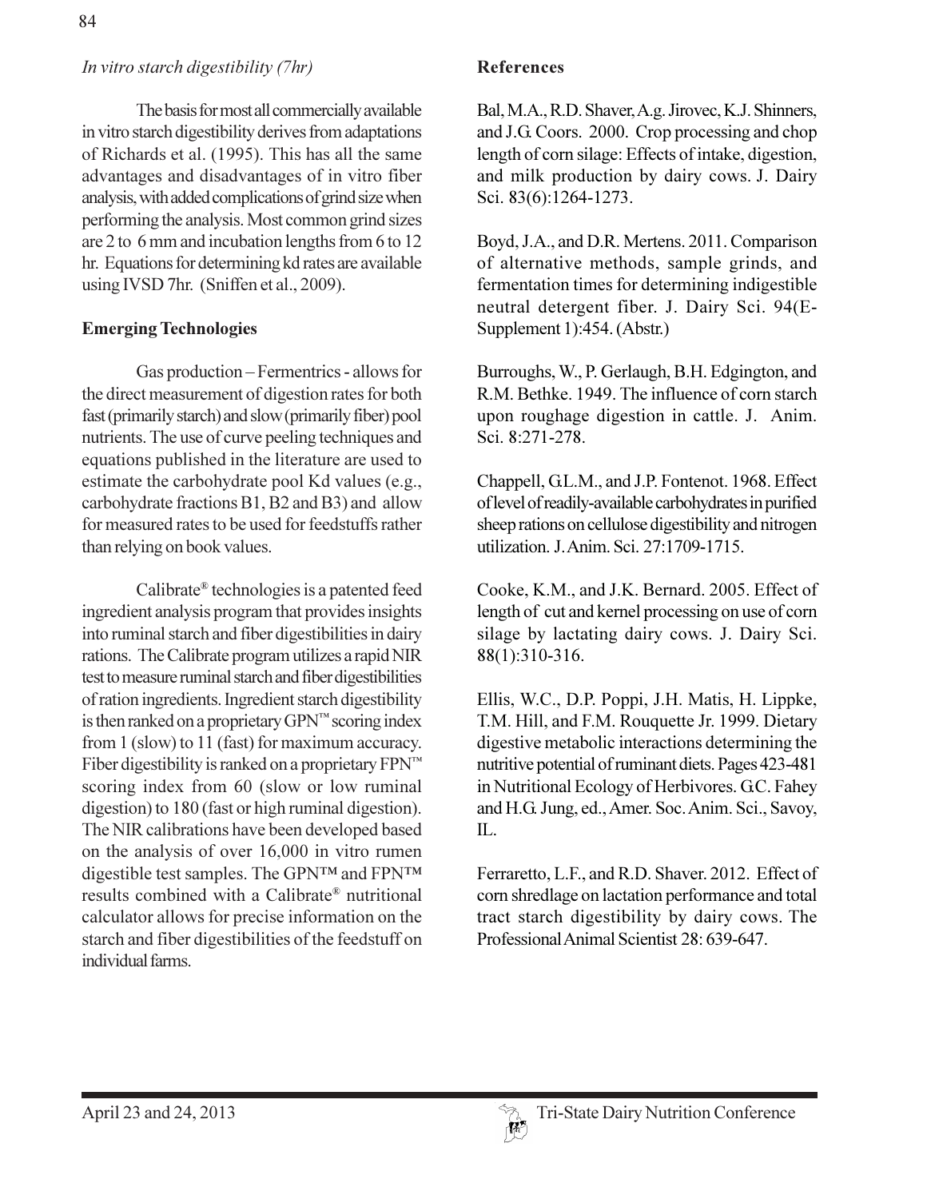*In vitro starch digestibility (7hr)*

The basis for most all commercially available in vitro starch digestibility derives from adaptations of Richards et al. (1995). This has all the same advantages and disadvantages of in vitro fiber analysis, with added complications of grind size when performing the analysis. Most common grind sizes are 2 to 6 mm and incubation lengths from 6 to 12 hr. Equations for determining kd rates are available using IVSD 7hr. (Sniffen et al., 2009).

## Emerging Technologies

Gas production – Fermentrics - allows for the direct measurement of digestion rates for both fast (primarily starch) and slow (primarily fiber) pool nutrients. The use of curve peeling techniques and equations published in the literature are used to estimate the carbohydrate pool Kd values (e.g., carbohydrate fractions B1, B2 and B3) and allow for measured rates to be used for feedstuffs rather than relying on book values.

Calibrate® technologies is a patented feed ingredient analysis program that provides insights into ruminal starch and fiber digestibilities in dairy rations. The Calibrate program utilizes a rapid NIR test to measure ruminal starch and fiber digestibilities of ration ingredients. Ingredient starch digestibility is then ranked on a proprietary GPN™ scoring index from 1 (slow) to 11 (fast) for maximum accuracy. Fiber digestibility is ranked on a proprietary FPN™ scoring index from 60 (slow or low ruminal digestion) to 180 (fast or high ruminal digestion). The NIR calibrations have been developed based on the analysis of over 16,000 in vitro rumen digestible test samples. The GPN™ and FPN™ results combined with a Calibrate® nutritional calculator allows for precise information on the starch and fiber digestibilities of the feedstuff on individual farms.

## References

Bal, M.A., R.D. Shaver, A.g. Jirovec, K.J. Shinners, and J.G. Coors. 2000. Crop processing and chop length of corn silage: Effects of intake, digestion, and milk production by dairy cows. J. Dairy Sci. 83(6):1264-1273.

Boyd, J.A., and D.R. Mertens. 2011. Comparison of alternative methods, sample grinds, and fermentation times for determining indigestible neutral detergent fiber. J. Dairy Sci. 94(E-Supplement 1):454. (Abstr.)

Burroughs, W., P. Gerlaugh, B.H. Edgington, and R.M. Bethke. 1949. The influence of corn starch upon roughage digestion in cattle. J. Anim. Sci. 8:271-278.

Chappell, G.L.M., and J.P. Fontenot. 1968. Effect of level of readily-available carbohydrates in purified sheep rations on cellulose digestibility and nitrogen utilization. J. Anim. Sci. 27:1709-1715.

Cooke, K.M., and J.K. Bernard. 2005. Effect of length of cut and kernel processing on use of corn silage by lactating dairy cows. J. Dairy Sci. 88(1):310-316.

Ellis, W.C., D.P. Poppi, J.H. Matis, H. Lippke, T.M. Hill, and F.M. Rouquette Jr. 1999. Dietary digestive metabolic interactions determining the nutritive potential of ruminant diets. Pages 423-481 in Nutritional Ecology of Herbivores. G.C. Fahey and H.G. Jung, ed., Amer. Soc. Anim. Sci., Savoy, IL.

Ferraretto, L.F., and R.D. Shaver. 2012. Effect of corn shredlage on lactation performance and total tract starch digestibility by dairy cows. The Professional Animal Scientist 28: 639-647.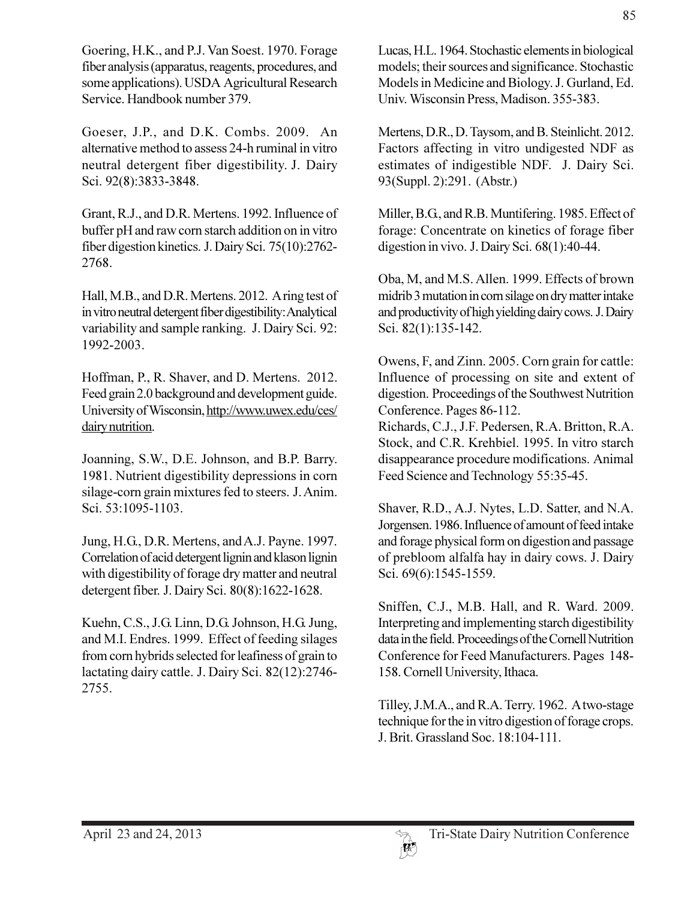Goering, H.K., and P.J. Van Soest. 1970. Forage fiber analysis (apparatus, reagents, procedures, and some applications). USDA Agricultural Research Service. Handbook number 379.

Goeser, J.P., and D.K. Combs. 2009. An alternative method to assess 24-h ruminal in vitro neutral detergent fiber digestibility. J. Dairy Sci. 92(8):3833-3848.

Grant, R.J., and D.R. Mertens. 1992. Influence of buffer pH and raw corn starch addition on in vitro fiber digestion kinetics. J. Dairy Sci. 75(10):2762-2768.

Hall, M.B., and D.R. Mertens. 2012. A ring test of in vitro neutral detergent fiber digestibility: Analytical variability and sample ranking. J. Dairy Sci. 92: 1992-2003.

Hoffman, P., R. Shaver, and D. Mertens. 2012. Feed grain 2.0 background and development guide. University of Wisconsin, http://www.uwex.edu/ces/dairynutrition.

Joanning, S.W., D.E. Johnson, and B.P. Barry. 1981. Nutrient digestibility depressions in corn silage-corn grain mixtures fed to steers. J. Anim. Sci. 53:1095-1103.

Jung, H.G., D.R. Mertens, and A.J. Payne. 1997. Correlation of acid detergent lignin and klason lignin with digestibility of forage dry matter and neutral detergent fiber. J. Dairy Sci. 80(8):1622-1628.

Kuehn, C.S., J.G. Linn, D.G. Johnson, H.G. Jung, and M.I. Endres. 1999. Effect of feeding silages from corn hybrids selected for leafiness of grain to lactating dairy cattle. J. Dairy Sci. 82(12):2746-2755.

Lucas, H.L. 1964. Stochastic elements in biological models; their sources and significance. Stochastic Models in Medicine and Biology. J. Gurland, Ed. Univ. Wisconsin Press, Madison. 355-383.

Mertens, D.R., D. Taysom, and B. Steinlicht. 2012. Factors affecting in vitro undigested NDF as estimates of indigestible NDF. J. Dairy Sci. 93(Suppl. 2):291. (Abstr.)

Miller, B.G., and R.B. Muntifering. 1985. Effect of forage: Concentrate on kinetics of forage fiber digestion in vivo. J. Dairy Sci. 68(1):40-44.

Oba, M, and M.S. Allen. 1999. Effects of brown midrib 3 mutation in corn silage on dry matter intake and productivity of high yielding dairy cows. J. Dairy Sci. 82(1):135-142.

Owens, F, and Zinn. 2005. Corn grain for cattle: Influence of processing on site and extent of digestion. Proceedings of the Southwest Nutrition Conference. Pages 86-112.

Richards, C.J., J.F. Pedersen, R.A. Britton, R.A. Stock, and C.R. Krehbiel. 1995. In vitro starch disappearance procedure modifications. Animal Feed Science and Technology 55:35-45.

Shaver, R.D., A.J. Nytes, L.D. Satter, and N.A. Jorgensen. 1986. Influence of amount of feed intake and forage physical form on digestion and passage of prebloom alfalfa hay in dairy cows. J. Dairy Sci. 69(6):1545-1559.

Sniffen, C.J., M.B. Hall, and R. Ward. 2009. Interpreting and implementing starch digestibility data in the field. Proceedings of the Cornell Nutrition Conference for Feed Manufacturers. Pages 148-158. Cornell University, Ithaca.

Tilley, J.M.A., and R.A. Terry. 1962. A two-stage technique for the in vitro digestion of forage crops. J. Brit. Grassland Soc. 18:104-111.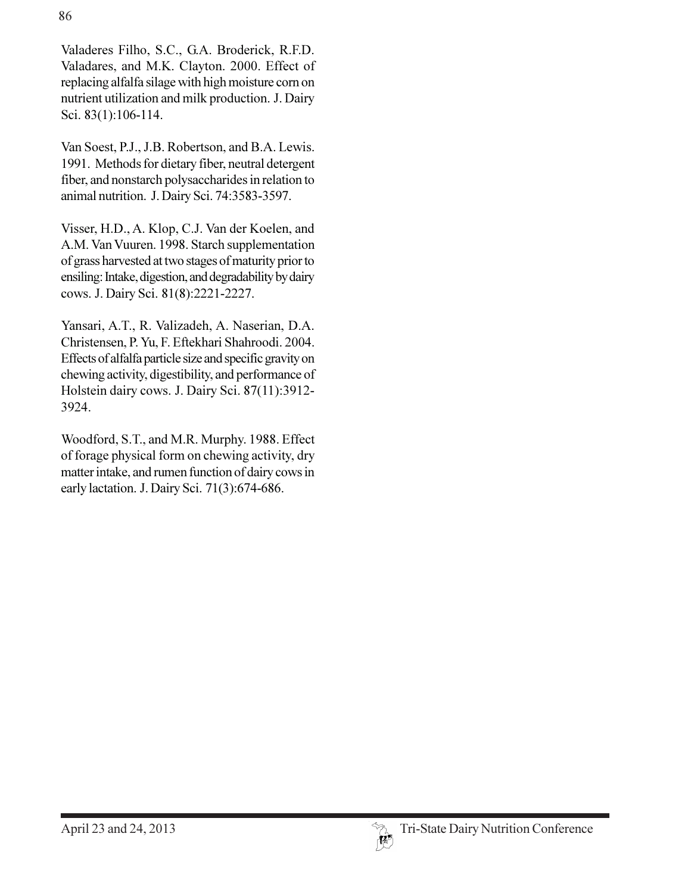Valaderes Filho, S.C., G.A. Broderick, R.F.D. Valadares, and M.K. Clayton. 2000. Effect of replacing alfalfa silage with high moisture corn on nutrient utilization and milk production. J. Dairy Sci. 83(1):106-114.

Van Soest, P.J., J.B. Robertson, and B.A. Lewis. 1991. Methods for dietary fiber, neutral detergent fiber, and nonstarch polysaccharides in relation to animal nutrition. J. Dairy Sci. 74:3583-3597.

Visser, H.D., A. Klop, C.J. Van der Koelen, and A.M. Van Vuuren. 1998. Starch supplementation of grass harvested at two stages of maturity prior to ensiling: Intake, digestion, and degradability by dairy cows. J. Dairy Sci. 81(8):2221-2227.

Yansari, A.T., R. Valizadeh, A. Naserian, D.A. Christensen, P. Yu, F. Eftekhari Shahroodi. 2004. Effects of alfalfa particle size and specific gravity on chewing activity, digestibility, and performance of Holstein dairy cows. J. Dairy Sci. 87(11):3912-3924.

Woodford, S.T., and M.R. Murphy. 1988. Effect of forage physical form on chewing activity, dry matter intake, and rumen function of dairy cows in early lactation. J. Dairy Sci. 71(3):674-686.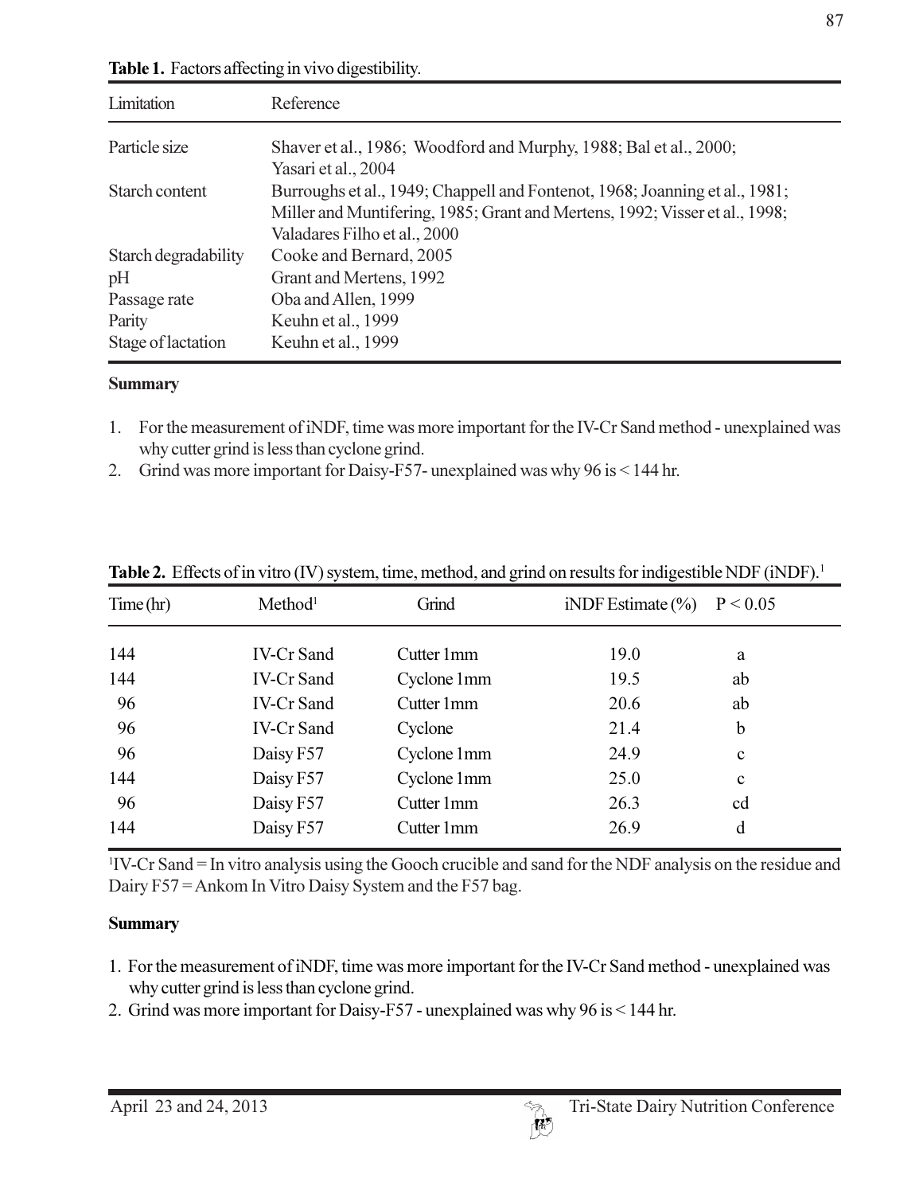**Table 1.** Factors affecting in vivo digestibility.

| Limitation | Reference |
|---|---|
| Particle size | Shaver et al., 1986; Woodford and Murphy, 1988; Bal et al., 2000; Yasari et al., 2004 |
| Starch content | Burroughs et al., 1949; Chappell and Fontenot, 1968; Joanning et al., 1981; Miller and Muntifering, 1985; Grant and Mertens, 1992; Visser et al., 1998; Valadares Filho et al., 2000 |
| Starch degradability | Cooke and Bernard, 2005 |
| pH | Grant and Mertens, 1992 |
| Passage rate | Oba and Allen, 1999 |
| Parity | Keuhn et al., 1999 |
| Stage of lactation | Keuhn et al., 1999 |

**Summary**

1. For the measurement of iNDF, time was more important for the IV-Cr Sand method - unexplained was why cutter grind is less than cyclone grind.
2. Grind was more important for Daisy-F57- unexplained was why 96 is < 144 hr.

**Table 2.** Effects of in vitro (IV) system, time, method, and grind on results for indigestible NDF (iNDF).[1]

| Time (hr) | Method[1] | Grind | iNDF Estimate (%) | $P < 0.05$ |
|---|---|---|---|---|
| 144 | IV-Cr Sand | Cutter 1mm | 19.0 | a |
| 144 | IV-Cr Sand | Cyclone 1mm | 19.5 | ab |
| 96 | IV-Cr Sand | Cutter 1mm | 20.6 | ab |
| 96 | IV-Cr Sand | Cyclone | 21.4 | b |
| 96 | Daisy F57 | Cyclone 1mm | 24.9 | c |
| 144 | Daisy F57 | Cyclone 1mm | 25.0 | c |
| 96 | Daisy F57 | Cutter 1mm | 26.3 | cd |
| 144 | Daisy F57 | Cutter 1mm | 26.9 | d |

[1]IV-Cr Sand = In vitro analysis using the Gooch crucible and sand for the NDF analysis on the residue and Dairy F57 = Ankom In Vitro Daisy System and the F57 bag.

**Summary**

1. For the measurement of iNDF, time was more important for the IV-Cr Sand method - unexplained was why cutter grind is less than cyclone grind.
2. Grind was more important for Daisy-F57 - unexplained was why 96 is < 144 hr.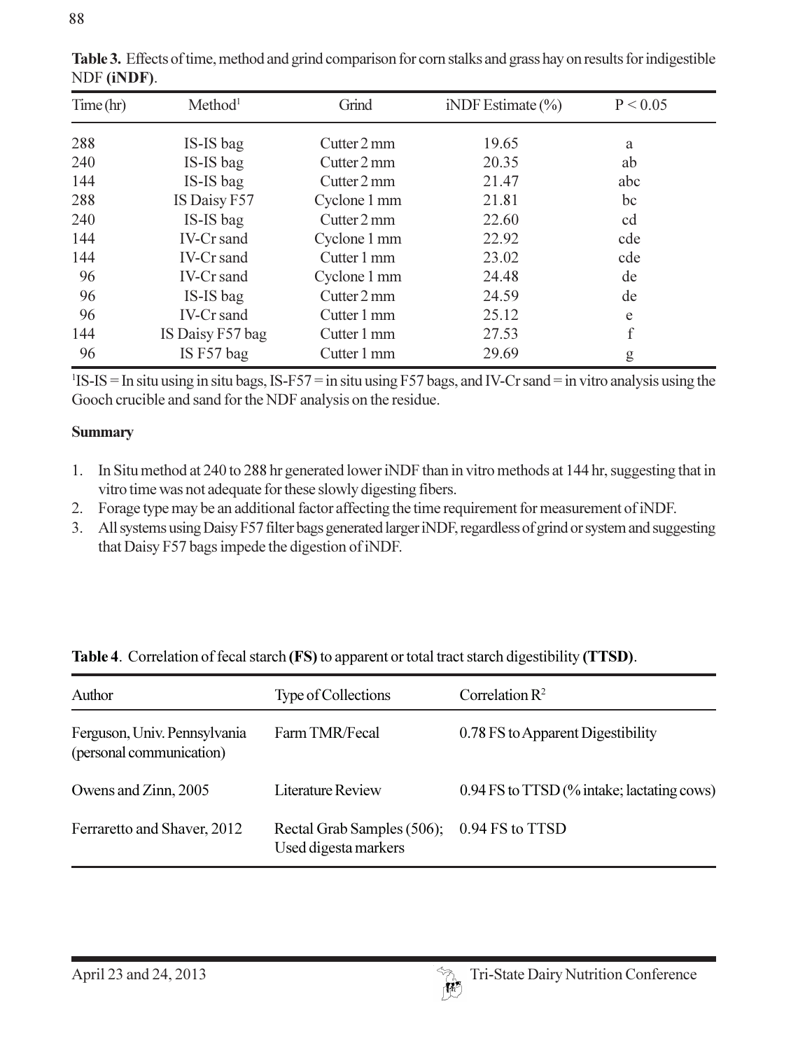**Table 3.** Effects of time, method and grind comparison for corn stalks and grass hay on results for indigestible NDF **(iNDF)**.

| Time (hr) | Method[1] | Grind | iNDF Estimate (%) | $P < 0.05$ |
|---|---|---|---|---|
| 288 | IS-IS bag | Cutter 2 mm | 19.65 | a |
| 240 | IS-IS bag | Cutter 2 mm | 20.35 | ab |
| 144 | IS-IS bag | Cutter 2 mm | 21.47 | abc |
| 288 | IS Daisy F57 | Cyclone 1 mm | 21.81 | bc |
| 240 | IS-IS bag | Cutter 2 mm | 22.60 | cd |
| 144 | IV-Cr sand | Cyclone 1 mm | 22.92 | cde |
| 144 | IV-Cr sand | Cutter 1 mm | 23.02 | cde |
| 96 | IV-Cr sand | Cyclone 1 mm | 24.48 | de |
| 96 | IS-IS bag | Cutter 2 mm | 24.59 | de |
| 96 | IV-Cr sand | Cutter 1 mm | 25.12 | e |
| 144 | IS Daisy F57 bag | Cutter 1 mm | 27.53 | f |
| 96 | IS F57 bag | Cutter 1 mm | 29.69 | g |

[1]IS-IS = In situ using in situ bags, IS-F57 = in situ using F57 bags, and IV-Cr sand = in vitro analysis using the Gooch crucible and sand for the NDF analysis on the residue.

**Summary**

1. In Situ method at 240 to 288 hr generated lower iNDF than in vitro methods at 144 hr, suggesting that in vitro time was not adequate for these slowly digesting fibers.
2. Forage type may be an additional factor affecting the time requirement for measurement of iNDF.
3. All systems using Daisy F57 filter bags generated larger iNDF, regardless of grind or system and suggesting that Daisy F57 bags impede the digestion of iNDF.

**Table 4**. Correlation of fecal starch **(FS)** to apparent or total tract starch digestibility **(TTSD)**.

| Author | Type of Collections | Correlation $R^2$ |
|---|---|---|
| Ferguson, Univ. Pennsylvania (personal communication) | Farm TMR/Fecal | 0.78 FS to Apparent Digestibility |
| Owens and Zinn, 2005 | Literature Review | 0.94 FS to TTSD (% intake; lactating cows) |
| Ferraretto and Shaver, 2012 | Rectal Grab Samples (506); Used digesta markers | 0.94 FS to TTSD |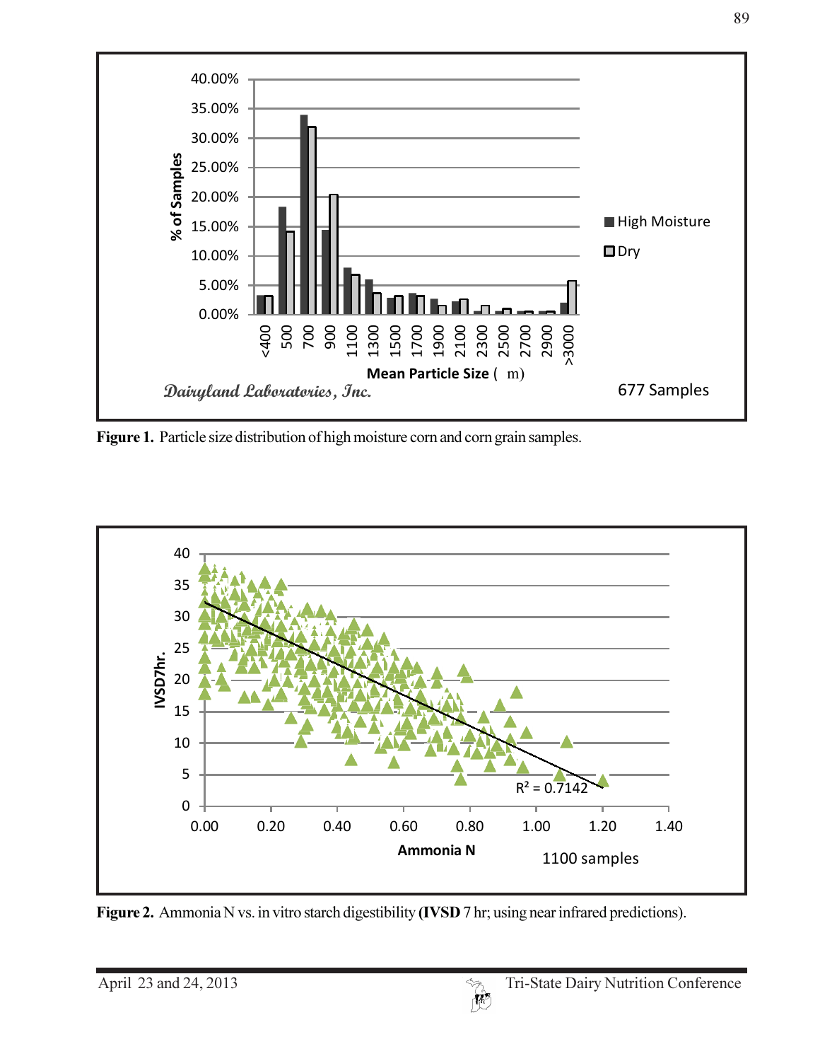40.00%
35.00%
30.00%
25.00%
20.00%
15.00%
10.00%
5.00%
0.00%

% of Samples

<400
500
700
900
1100
1300
1500
1700
1900
2100
2300
2500
2700
2900
>3000

Mean Particle Size ( m)

High Moisture
Dry

Dairyland Laboratories, Inc.

677 Samples

**Figure 1.** Particle size distribution of high moisture corn and corn grain samples.

40
35
30
25
20
15
10
5
0

IVSD7hr.

0.00
0.20
0.40
0.60
0.80
1.00
1.20
1.40

Ammonia N

$R^2 = 0.7142$

1100 samples

**Figure 2.** Ammonia N vs. in vitro starch digestibility **(IVSD** 7 hr; using near infrared predictions).